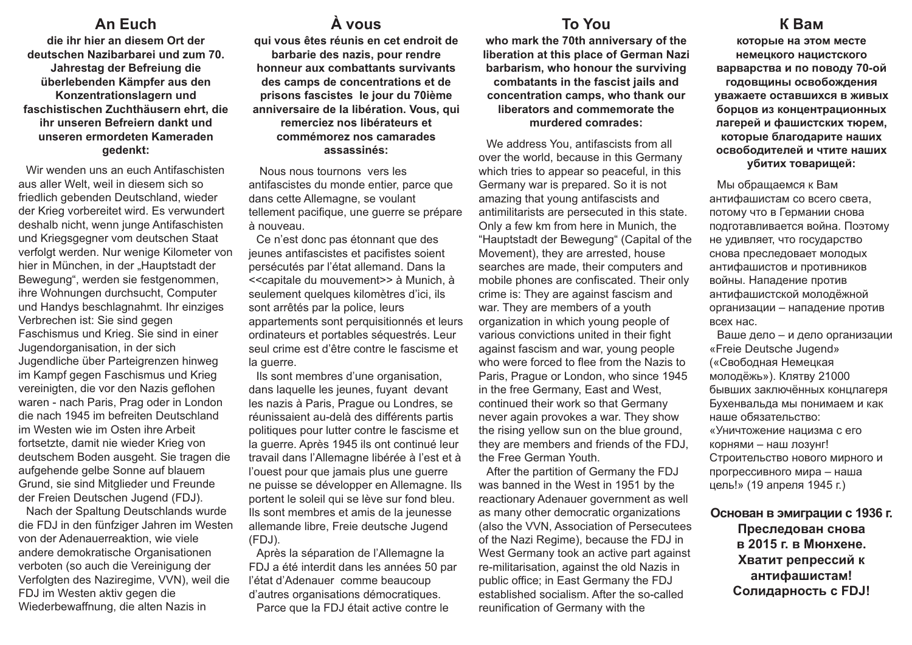## An Euch

**die ihr hier an diesem Ort der deutschen Nazibarbarei und zum 70. Jahrestag der Befreiung die überlebenden Kämpfer aus den Konzentrationslagern und faschistischen Zuchthäusern ehrt, die ihr unseren Befreiern dankt und unseren ermordeten Kameraden gedenkt:**

Wir wenden uns an euch Antifaschisten aus aller Welt, weil in diesem sich so friedlich gebenden Deutschland, wieder der Krieg vorbereitet wird. Es verwundert deshalb nicht, wenn junge Antifaschisten und Kriegsgegner vom deutschen Staat verfolgt werden. Nur wenige Kilometer von hier in München, in der „Hauptstadt der Bewegung", werden sie festgenommen, ihre Wohnungen durchsucht, Computer und Handys beschlagnahmt. Ihr einziges Verbrechen ist: Sie sind gegen Faschismus und Krieg. Sie sind in einer Jugendorganisation, in der sich Jugendliche über Parteigrenzen hinweg im Kampf gegen Faschismus und Krieg vereinigten, die vor den Nazis geflohen waren - nach Paris, Prag oder in London die nach 1945 im befreiten Deutschland im Westen wie im Osten ihre Arbeit fortsetzte, damit nie wieder Krieg von deutschem Boden ausgeht. Sie tragen die aufgehende gelbe Sonne auf blauem Grund, sie sind Mitglieder und Freunde der Freien Deutschen Jugend (FDJ).

Nach der Spaltung Deutschlands wurde die FDJ in den fünfziger Jahren im Westen von der Adenauerreaktion, wie viele andere demokratische Organisationen verboten (so auch die Vereinigung der Verfolgten des Naziregime, VVN), weil die FDJ im Westen aktiv gegen die Wiederbewaffnung, die alten Nazis in

## À vous

**qui vous êtes réunis en cet endroit de barbarie des nazis, pour rendre honneur aux combattants survivants des camps de concentrations et de prisons fascistes le jour du 70ième anniversaire de la libération. Vous, qui remerciez nos libérateurs et commémorez nos camarades assassinés:**

Nous nous tournons vers les antifascistes du monde entier, parce que dans cette Allemagne, se voulant tellement pacifique, une guerre se prépare à nouveau.

Ce n'est donc pas étonnant que des jeunes antifascistes et pacifistes soient persécutés par l'état allemand. Dans la <<capitale du mouvement>> à Munich, à seulement quelques kilomètres d'ici, ils sont arrêtés par la police, leurs appartements sont perquisitionnés et leurs ordinateurs et portables séquestrés. Leur seul crime est d'être contre le fascisme et la guerre.

Ils sont membres d'une organisation, dans laquelle les jeunes, fuyant devant les nazis à Paris, Prague ou Londres, se réunissaient au-delà des différents partis politiques pour lutter contre le fascisme et la guerre. Après 1945 ils ont continué leur travail dans l'Allemagne libérée à l'est et à l'ouest pour que jamais plus une guerre ne puisse se développer en Allemagne. Ils portent le soleil qui se lève sur fond bleu. Ils sont membres et amis de la jeunesse allemande libre, Freie deutsche Jugend (FDJ).

Après la séparation de l'Allemagne la FDJ a été interdit dans les années 50 par l'état d'Adenauer comme beaucoup d'autres organisations démocratiques.

Parce que la FDJ était active contre le

## To You

**who mark the 70th anniversary of the liberation at this place of German Nazi barbarism, who honour the surviving combatants in the fascist jails and concentration camps, who thank our liberators and commemorate the murdered comrades:**

We address You, antifascists from all over the world, because in this Germany which tries to appear so peaceful, in this Germany war is prepared. So it is not amazing that young antifascists and antimilitarists are persecuted in this state. Only a few km from here in Munich, the "Hauptstadt der Bewegung" (Capital of the Movement), they are arrested, house searches are made, their computers and mobile phones are confiscated. Their only crime is: They are against fascism and war. They are members of a youth organization in which young people of various convictions united in their fight against fascism and war, young people who were forced to flee from the Nazis to Paris, Prague or London, who since 1945 in the free Germany, East and West, continued their work so that Germany never again provokes a war. They show the rising yellow sun on the blue ground, they are members and friends of the FDJ, the Free German Youth.

After the partition of Germany the FDJ was banned in the West in 1951 by the reactionary Adenauer government as well as many other democratic organizations (also the VVN, Association of Persecutees of the Nazi Regime), because the FDJ in West Germany took an active part against re-militarisation, against the old Nazis in public office; in East Germany the FDJ established socialism. After the so-called reunification of Germany with the

## К Вам

**которые на этом месте немецкого нацистского варварства и по поводу 70-ой годовщины освобождения уважаете оставшихся в живых борцов из концентрационных лагерей и фашистских тюрем, которые благодарите наших освободителей и чтите наших убитых товарищей:**

Мы обращаемся к Вам антифашистам со всего света, потому что в Германии снова подготавливается война. Поэтому не удивляет, что государство снова преследовает молодых антифашистов и противников войны. Нападение против антифашистской молодёжной организации – нападение против всех нас.

Ваше дело – и дело организации «Freie Deutsche Jugend» («Свободная Немецкая молодёжь»). Клятву 21000 бывших заключённых концлагеря Бухенвальда мы понимаем и как наше обязательство: «Уничтожение нацизма с его корнями – наш лозунг! Строительство нового мирного и прогрессивного мира – наша цель!» (19 апреля 1945 г.)

**Основан в эмиграции с 1936 г. Преследован снова в 2015 г. в Мюнхене. Хватит репрессий к антифашистам! Солидарность с FDJ!**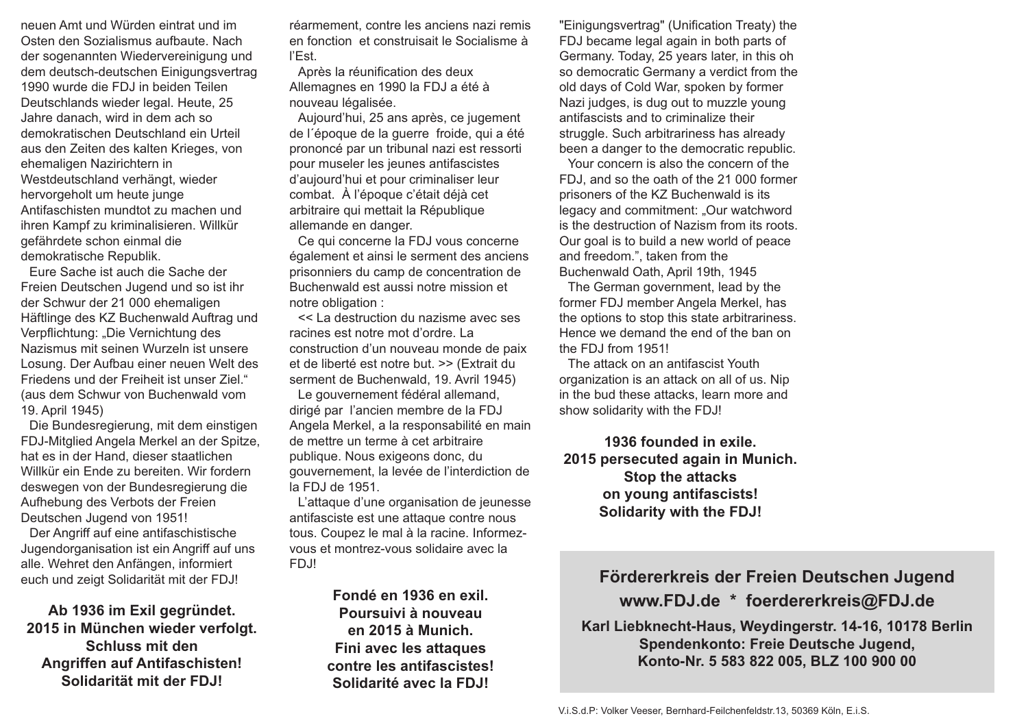neuen Amt und Würden eintrat und im Osten den Sozialismus aufbaute. Nach der sogenannten Wiedervereinigung und dem deutsch-deutschen Einigungsvertrag 1990 wurde die FDJ in beiden Teilen Deutschlands wieder legal. Heute, 25 Jahre danach, wird in dem ach so demokratischen Deutschland ein Urteil aus den Zeiten des kalten Krieges, von ehemaligen Nazirichtern in Westdeutschland verhängt, wieder hervorgeholt um heute junge Antifaschisten mundtot zu machen und ihren Kampf zu kriminalisieren. Willkür gefährdete schon einmal die demokratische Republik.

Eure Sache ist auch die Sache der Freien Deutschen Jugend und so ist ihr der Schwur der 21 000 ehemaligen Häftlinge des KZ Buchenwald Auftrag und Verpflichtung: „Die Vernichtung des Nazismus mit seinen Wurzeln ist unsere Losung. Der Aufbau einer neuen Welt des Friedens und der Freiheit ist unser Ziel.“ (aus dem Schwur von Buchenwald vom 19. April 1945)

Die Bundesregierung, mit dem einstigen FDJ-Mitglied Angela Merkel an der Spitze, hat es in der Hand, dieser staatlichen Willkür ein Ende zu bereiten. Wir fordern deswegen von der Bundesregierung die Aufhebung des Verbots der Freien Deutschen Jugend von 1951!

Der Angriff auf eine antifaschistische Jugendorganisation ist ein Angriff auf uns alle. Wehret den Anfängen, informiert euch und zeigt Solidarität mit der FDJ!

**Ab 1936 im Exil gegründet.**
**2015 in München wieder verfolgt.**
**Schluss mit den**
**Angriffen auf Antifaschisten!**
**Solidarität mit der FDJ!**

réarmement, contre les anciens nazi remis en fonction et construisait le Socialisme à l’Est.

Après la réunification des deux Allemagnes en 1990 la FDJ a été à nouveau légalisée.

Aujourd’hui, 25 ans après, ce jugement de l´époque de la guerre froide, qui a été prononcé par un tribunal nazi est ressorti pour museler les jeunes antifascistes d’aujourd’hui et pour criminaliser leur combat. À l’époque c’était déjà cet arbitraire qui mettait la République allemande en danger.

Ce qui concerne la FDJ vous concerne également et ainsi le serment des anciens prisonniers du camp de concentration de Buchenwald est aussi notre mission et notre obligation :

<< La destruction du nazisme avec ses racines est notre mot d’ordre. La construction d’un nouveau monde de paix et de liberté est notre but. >> (Extrait du serment de Buchenwald, 19. Avril 1945)

Le gouvernement fédéral allemand, dirigé par l’ancien membre de la FDJ Angela Merkel, a la responsabilité en main de mettre un terme à cet arbitraire publique. Nous exigeons donc, du gouvernement, la levée de l’interdiction de la FDJ de 1951.

L’attaque d’une organisation de jeunesse antifasciste est une attaque contre nous tous. Coupez le mal à la racine. Informez-vous et montrez-vous solidaire avec la FDJ!

**Fondé en 1936 en exil.**
**Poursuivi à nouveau**
**en 2015 à Munich.**
**Fini avec les attaques**
**contre les antifascistes!**
**Solidarité avec la FDJ!**

"Einigungsvertrag" (Unification Treaty) the FDJ became legal again in both parts of Germany. Today, 25 years later, in this oh so democratic Germany a verdict from the old days of Cold War, spoken by former Nazi judges, is dug out to muzzle young antifascists and to criminalize their struggle. Such arbitrariness has already been a danger to the democratic republic.

Your concern is also the concern of the FDJ, and so the oath of the 21 000 former prisoners of the KZ Buchenwald is its legacy and commitment: „Our watchword is the destruction of Nazism from its roots. Our goal is to build a new world of peace and freedom.”, taken from the Buchenwald Oath, April 19th, 1945

The German government, lead by the former FDJ member Angela Merkel, has the options to stop this state arbitrariness. Hence we demand the end of the ban on the FDJ from 1951!

The attack on an antifascist Youth organization is an attack on all of us. Nip in the bud these attacks, learn more and show solidarity with the FDJ!

**1936 founded in exile.**
**2015 persecuted again in Munich.**
**Stop the attacks**
**on young antifascists!**
**Solidarity with the FDJ!**

**Fördererkreis der Freien Deutschen Jugend**
**www.FDJ.de * foerdererkreis@FDJ.de**
**Karl Liebknecht-Haus, Weydingerstr. 14-16, 10178 Berlin**
**Spendenkonto: Freie Deutsche Jugend,**
**Konto-Nr. 5 583 822 005, BLZ 100 900 00**

V.i.S.d.P: Volker Veeser, Bernhard-Feilchenfeldstr.13, 50369 Köln, E.i.S.